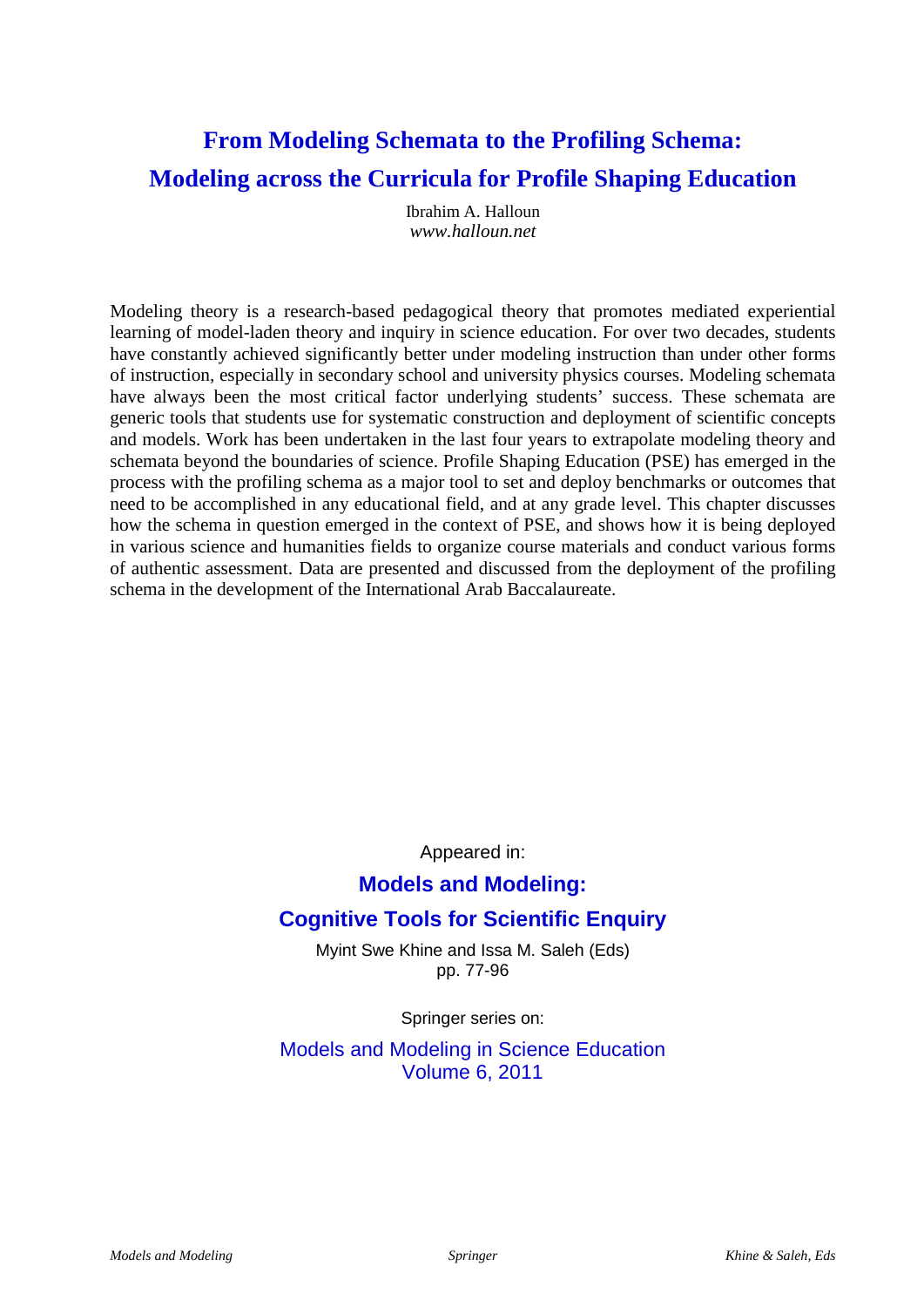# From Modeling Schemata to the Profiling Schema: Modeling across the Curricula for Profile Shaping Education

Ibrahim A. Halloun
*www.halloun.net*

Modeling theory is a research-based pedagogical theory that promotes mediated experiential learning of model-laden theory and inquiry in science education. For over two decades, students have constantly achieved significantly better under modeling instruction than under other forms of instruction, especially in secondary school and university physics courses. Modeling schemata have always been the most critical factor underlying students' success. These schemata are generic tools that students use for systematic construction and deployment of scientific concepts and models. Work has been undertaken in the last four years to extrapolate modeling theory and schemata beyond the boundaries of science. Profile Shaping Education (PSE) has emerged in the process with the profiling schema as a major tool to set and deploy benchmarks or outcomes that need to be accomplished in any educational field, and at any grade level. This chapter discusses how the schema in question emerged in the context of PSE, and shows how it is being deployed in various science and humanities fields to organize course materials and conduct various forms of authentic assessment. Data are presented and discussed from the deployment of the profiling schema in the development of the International Arab Baccalaureate.

Appeared in:

**Models and Modeling:**

**Cognitive Tools for Scientific Enquiry**

Myint Swe Khine and Issa M. Saleh (Eds)
pp. 77-96

Springer series on:

Models and Modeling in Science Education
Volume 6, 2011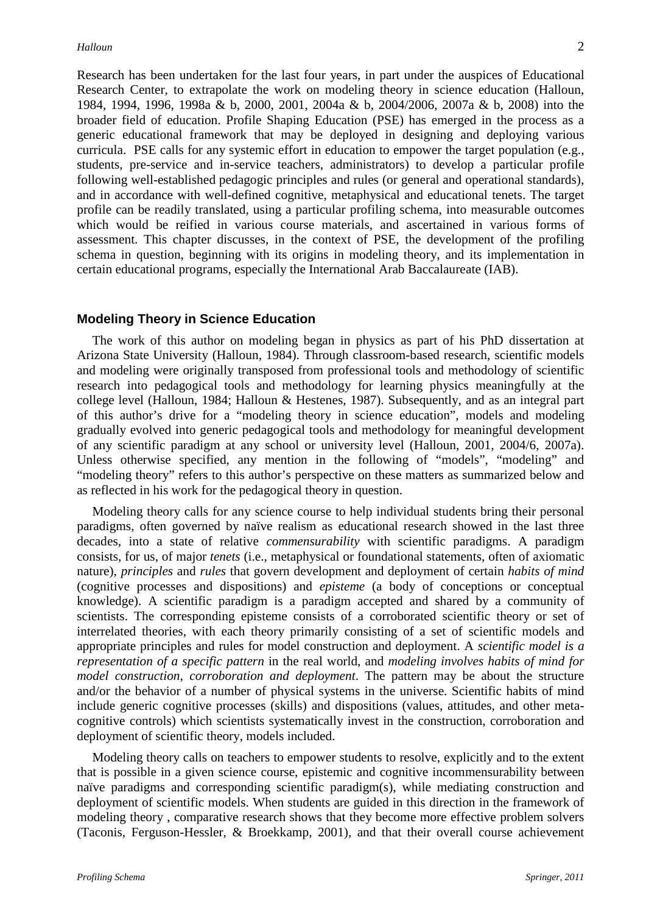Research has been undertaken for the last four years, in part under the auspices of Educational Research Center, to extrapolate the work on modeling theory in science education (Halloun, 1984, 1994, 1996, 1998a & b, 2000, 2001, 2004a & b, 2004/2006, 2007a & b, 2008) into the broader field of education. Profile Shaping Education (PSE) has emerged in the process as a generic educational framework that may be deployed in designing and deploying various curricula. PSE calls for any systemic effort in education to empower the target population (e.g., students, pre-service and in-service teachers, administrators) to develop a particular profile following well-established pedagogic principles and rules (or general and operational standards), and in accordance with well-defined cognitive, metaphysical and educational tenets. The target profile can be readily translated, using a particular profiling schema, into measurable outcomes which would be reified in various course materials, and ascertained in various forms of assessment. This chapter discusses, in the context of PSE, the development of the profiling schema in question, beginning with its origins in modeling theory, and its implementation in certain educational programs, especially the International Arab Baccalaureate (IAB).

## Modeling Theory in Science Education

The work of this author on modeling began in physics as part of his PhD dissertation at Arizona State University (Halloun, 1984). Through classroom-based research, scientific models and modeling were originally transposed from professional tools and methodology of scientific research into pedagogical tools and methodology for learning physics meaningfully at the college level (Halloun, 1984; Halloun & Hestenes, 1987). Subsequently, and as an integral part of this author's drive for a "modeling theory in science education", models and modeling gradually evolved into generic pedagogical tools and methodology for meaningful development of any scientific paradigm at any school or university level (Halloun, 2001, 2004/6, 2007a). Unless otherwise specified, any mention in the following of "models", "modeling" and "modeling theory" refers to this author's perspective on these matters as summarized below and as reflected in his work for the pedagogical theory in question.

Modeling theory calls for any science course to help individual students bring their personal paradigms, often governed by naïve realism as educational research showed in the last three decades, into a state of relative *commensurability* with scientific paradigms. A paradigm consists, for us, of major *tenets* (i.e., metaphysical or foundational statements, often of axiomatic nature), *principles* and *rules* that govern development and deployment of certain *habits of mind* (cognitive processes and dispositions) and *episteme* (a body of conceptions or conceptual knowledge). A scientific paradigm is a paradigm accepted and shared by a community of scientists. The corresponding episteme consists of a corroborated scientific theory or set of interrelated theories, with each theory primarily consisting of a set of scientific models and appropriate principles and rules for model construction and deployment. A *scientific model is a representation of a specific pattern* in the real world, and *modeling involves habits of mind for model construction, corroboration and deployment*. The pattern may be about the structure and/or the behavior of a number of physical systems in the universe. Scientific habits of mind include generic cognitive processes (skills) and dispositions (values, attitudes, and other meta-cognitive controls) which scientists systematically invest in the construction, corroboration and deployment of scientific theory, models included.

Modeling theory calls on teachers to empower students to resolve, explicitly and to the extent that is possible in a given science course, epistemic and cognitive incommensurability between naïve paradigms and corresponding scientific paradigm(s), while mediating construction and deployment of scientific models. When students are guided in this direction in the framework of modeling theory , comparative research shows that they become more effective problem solvers (Taconis, Ferguson-Hessler, & Broekkamp, 2001), and that their overall course achievement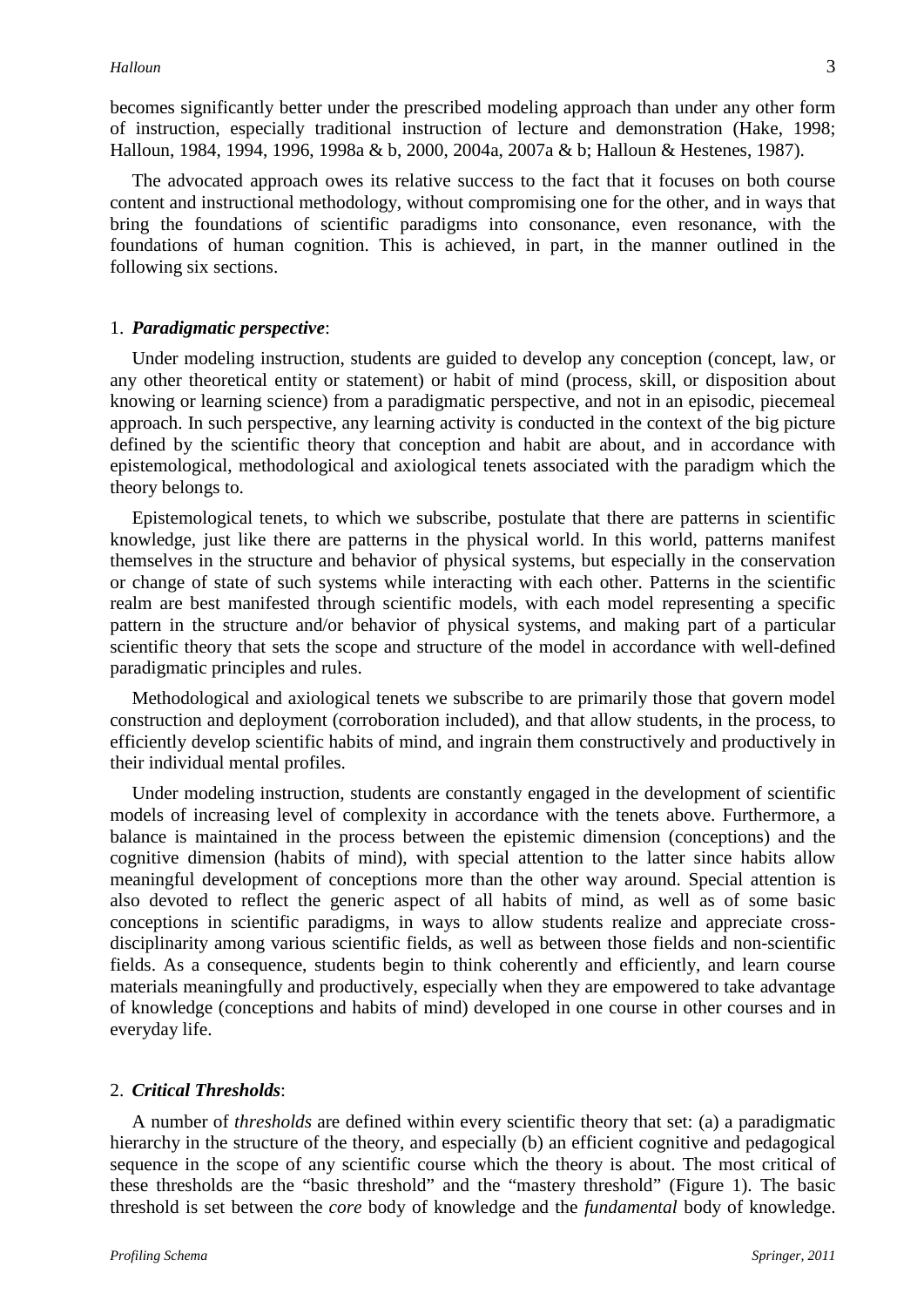becomes significantly better under the prescribed modeling approach than under any other form of instruction, especially traditional instruction of lecture and demonstration (Hake, 1998; Halloun, 1984, 1994, 1996, 1998a & b, 2000, 2004a, 2007a & b; Halloun & Hestenes, 1987).

The advocated approach owes its relative success to the fact that it focuses on both course content and instructional methodology, without compromising one for the other, and in ways that bring the foundations of scientific paradigms into consonance, even resonance, with the foundations of human cognition. This is achieved, in part, in the manner outlined in the following six sections.

1. ***Paradigmatic perspective***:

Under modeling instruction, students are guided to develop any conception (concept, law, or any other theoretical entity or statement) or habit of mind (process, skill, or disposition about knowing or learning science) from a paradigmatic perspective, and not in an episodic, piecemeal approach. In such perspective, any learning activity is conducted in the context of the big picture defined by the scientific theory that conception and habit are about, and in accordance with epistemological, methodological and axiological tenets associated with the paradigm which the theory belongs to.

Epistemological tenets, to which we subscribe, postulate that there are patterns in scientific knowledge, just like there are patterns in the physical world. In this world, patterns manifest themselves in the structure and behavior of physical systems, but especially in the conservation or change of state of such systems while interacting with each other. Patterns in the scientific realm are best manifested through scientific models, with each model representing a specific pattern in the structure and/or behavior of physical systems, and making part of a particular scientific theory that sets the scope and structure of the model in accordance with well-defined paradigmatic principles and rules.

Methodological and axiological tenets we subscribe to are primarily those that govern model construction and deployment (corroboration included), and that allow students, in the process, to efficiently develop scientific habits of mind, and ingrain them constructively and productively in their individual mental profiles.

Under modeling instruction, students are constantly engaged in the development of scientific models of increasing level of complexity in accordance with the tenets above. Furthermore, a balance is maintained in the process between the epistemic dimension (conceptions) and the cognitive dimension (habits of mind), with special attention to the latter since habits allow meaningful development of conceptions more than the other way around. Special attention is also devoted to reflect the generic aspect of all habits of mind, as well as of some basic conceptions in scientific paradigms, in ways to allow students realize and appreciate cross-disciplinarity among various scientific fields, as well as between those fields and non-scientific fields. As a consequence, students begin to think coherently and efficiently, and learn course materials meaningfully and productively, especially when they are empowered to take advantage of knowledge (conceptions and habits of mind) developed in one course in other courses and in everyday life.

2. ***Critical Thresholds***:

A number of *thresholds* are defined within every scientific theory that set: (a) a paradigmatic hierarchy in the structure of the theory, and especially (b) an efficient cognitive and pedagogical sequence in the scope of any scientific course which the theory is about. The most critical of these thresholds are the "basic threshold" and the "mastery threshold" (Figure 1). The basic threshold is set between the *core* body of knowledge and the *fundamental* body of knowledge.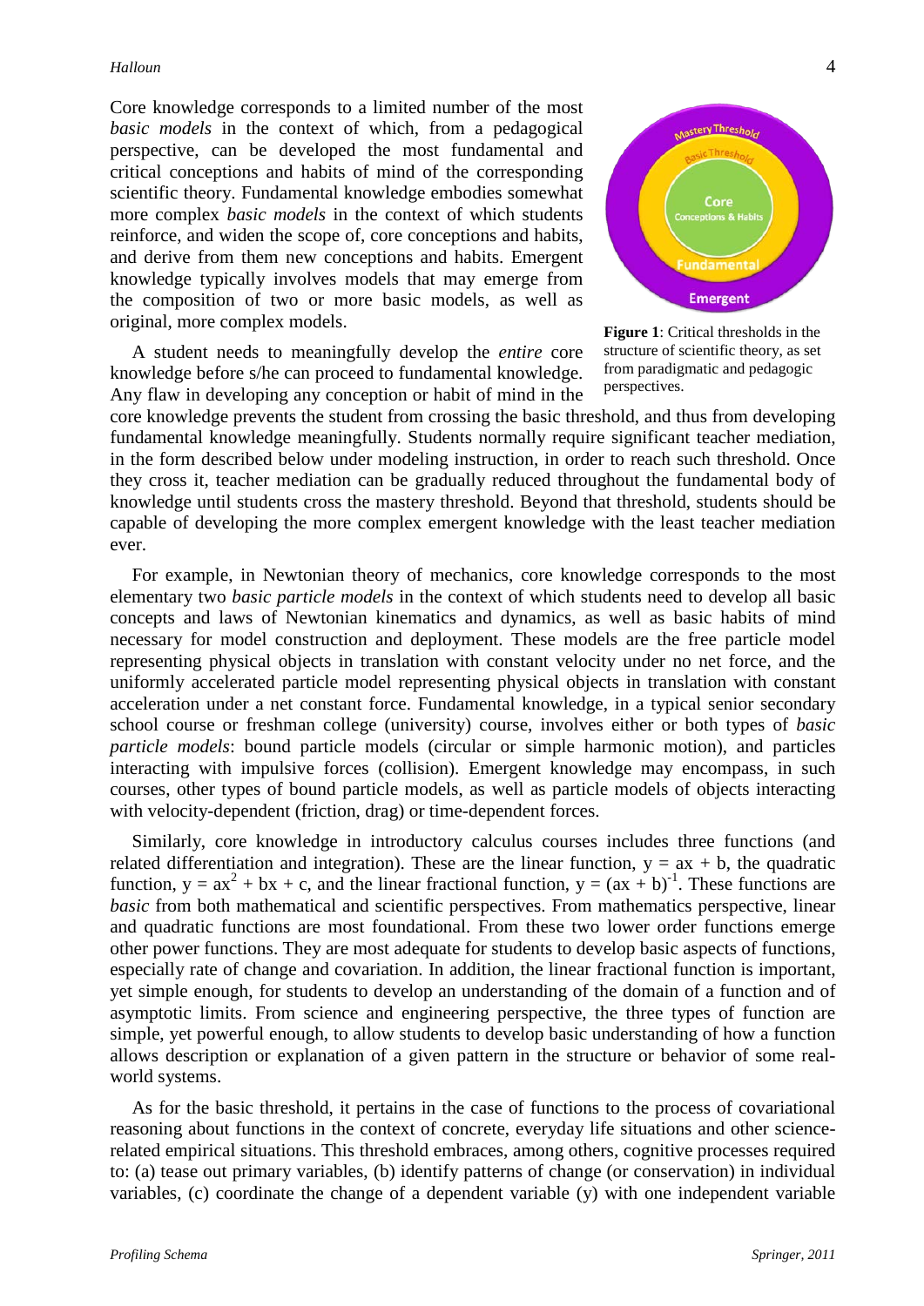Core knowledge corresponds to a limited number of the most *basic models* in the context of which, from a pedagogical perspective, can be developed the most fundamental and critical conceptions and habits of mind of the corresponding scientific theory. Fundamental knowledge embodies somewhat more complex *basic models* in the context of which students reinforce, and widen the scope of, core conceptions and habits, and derive from them new conceptions and habits. Emergent knowledge typically involves models that may emerge from the composition of two or more basic models, as well as original, more complex models.

Mastery Threshold
Basic Threshold
Core
Conceptions & Habits
Fundamental
Emergent

**Figure 1**: Critical thresholds in the structure of scientific theory, as set from paradigmatic and pedagogic perspectives.

A student needs to meaningfully develop the *entire* core knowledge before s/he can proceed to fundamental knowledge. Any flaw in developing any conception or habit of mind in the core knowledge prevents the student from crossing the basic threshold, and thus from developing fundamental knowledge meaningfully. Students normally require significant teacher mediation, in the form described below under modeling instruction, in order to reach such threshold. Once they cross it, teacher mediation can be gradually reduced throughout the fundamental body of knowledge until students cross the mastery threshold. Beyond that threshold, students should be capable of developing the more complex emergent knowledge with the least teacher mediation ever.

For example, in Newtonian theory of mechanics, core knowledge corresponds to the most elementary two *basic particle models* in the context of which students need to develop all basic concepts and laws of Newtonian kinematics and dynamics, as well as basic habits of mind necessary for model construction and deployment. These models are the free particle model representing physical objects in translation with constant velocity under no net force, and the uniformly accelerated particle model representing physical objects in translation with constant acceleration under a net constant force. Fundamental knowledge, in a typical senior secondary school course or freshman college (university) course, involves either or both types of *basic particle models*: bound particle models (circular or simple harmonic motion), and particles interacting with impulsive forces (collision). Emergent knowledge may encompass, in such courses, other types of bound particle models, as well as particle models of objects interacting with velocity-dependent (friction, drag) or time-dependent forces.

Similarly, core knowledge in introductory calculus courses includes three functions (and related differentiation and integration). These are the linear function, $y = ax + b$, the quadratic function, $y = ax^2 + bx + c$, and the linear fractional function, $y = (ax + b)^{-1}$. These functions are *basic* from both mathematical and scientific perspectives. From mathematics perspective, linear and quadratic functions are most foundational. From these two lower order functions emerge other power functions. They are most adequate for students to develop basic aspects of functions, especially rate of change and covariation. In addition, the linear fractional function is important, yet simple enough, for students to develop an understanding of the domain of a function and of asymptotic limits. From science and engineering perspective, the three types of function are simple, yet powerful enough, to allow students to develop basic understanding of how a function allows description or explanation of a given pattern in the structure or behavior of some real-world systems.

As for the basic threshold, it pertains in the case of functions to the process of covariational reasoning about functions in the context of concrete, everyday life situations and other science-related empirical situations. This threshold embraces, among others, cognitive processes required to: (a) tease out primary variables, (b) identify patterns of change (or conservation) in individual variables, (c) coordinate the change of a dependent variable (y) with one independent variable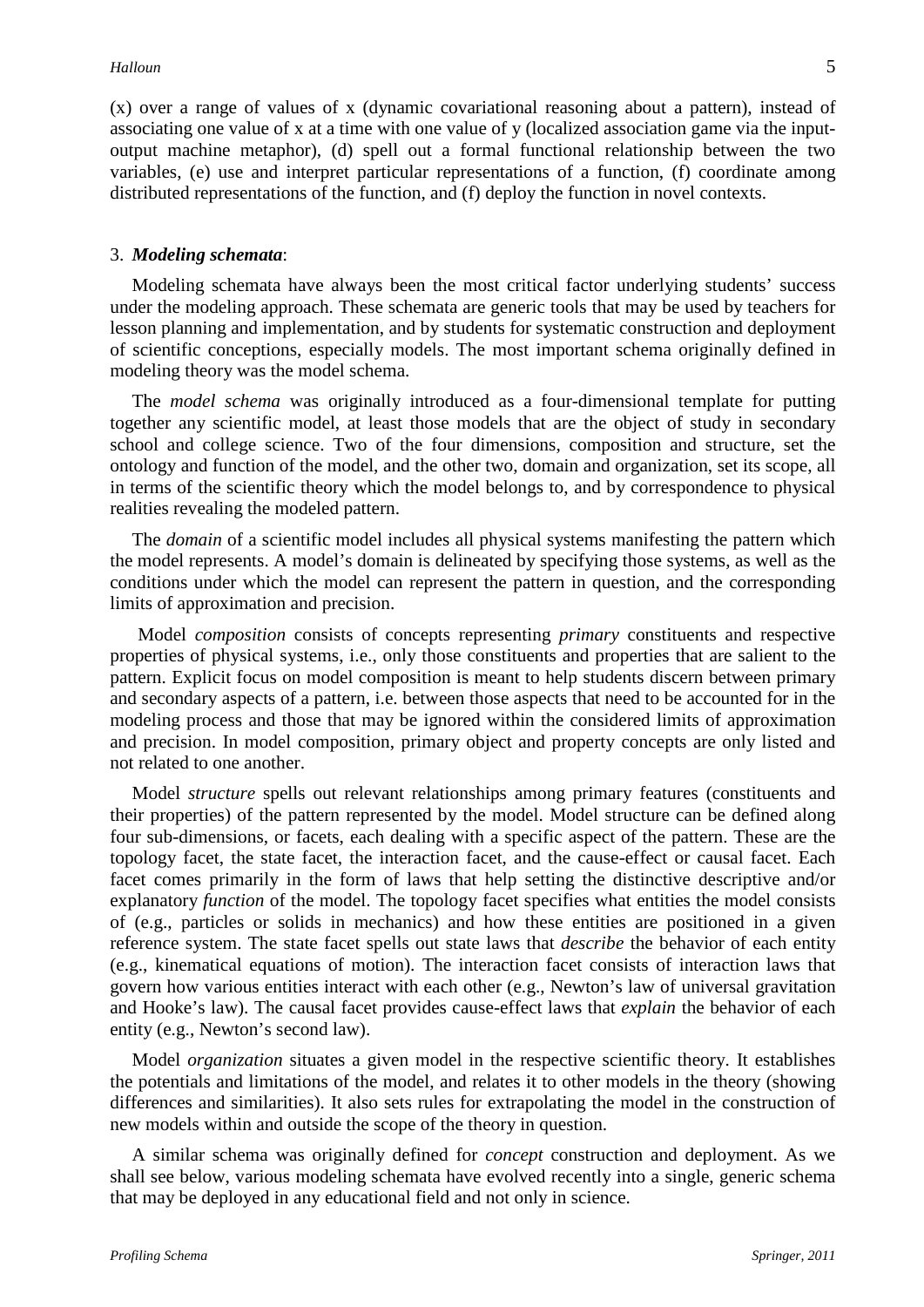(x) over a range of values of x (dynamic covariational reasoning about a pattern), instead of associating one value of x at a time with one value of y (localized association game via the input-output machine metaphor), (d) spell out a formal functional relationship between the two variables, (e) use and interpret particular representations of a function, (f) coordinate among distributed representations of the function, and (f) deploy the function in novel contexts.

3. ***Modeling schemata***:

Modeling schemata have always been the most critical factor underlying students' success under the modeling approach. These schemata are generic tools that may be used by teachers for lesson planning and implementation, and by students for systematic construction and deployment of scientific conceptions, especially models. The most important schema originally defined in modeling theory was the model schema.

The *model schema* was originally introduced as a four-dimensional template for putting together any scientific model, at least those models that are the object of study in secondary school and college science. Two of the four dimensions, composition and structure, set the ontology and function of the model, and the other two, domain and organization, set its scope, all in terms of the scientific theory which the model belongs to, and by correspondence to physical realities revealing the modeled pattern.

The *domain* of a scientific model includes all physical systems manifesting the pattern which the model represents. A model's domain is delineated by specifying those systems, as well as the conditions under which the model can represent the pattern in question, and the corresponding limits of approximation and precision.

Model *composition* consists of concepts representing *primary* constituents and respective properties of physical systems, i.e., only those constituents and properties that are salient to the pattern. Explicit focus on model composition is meant to help students discern between primary and secondary aspects of a pattern, i.e. between those aspects that need to be accounted for in the modeling process and those that may be ignored within the considered limits of approximation and precision. In model composition, primary object and property concepts are only listed and not related to one another.

Model *structure* spells out relevant relationships among primary features (constituents and their properties) of the pattern represented by the model. Model structure can be defined along four sub-dimensions, or facets, each dealing with a specific aspect of the pattern. These are the topology facet, the state facet, the interaction facet, and the cause-effect or causal facet. Each facet comes primarily in the form of laws that help setting the distinctive descriptive and/or explanatory *function* of the model. The topology facet specifies what entities the model consists of (e.g., particles or solids in mechanics) and how these entities are positioned in a given reference system. The state facet spells out state laws that *describe* the behavior of each entity (e.g., kinematical equations of motion). The interaction facet consists of interaction laws that govern how various entities interact with each other (e.g., Newton's law of universal gravitation and Hooke's law). The causal facet provides cause-effect laws that *explain* the behavior of each entity (e.g., Newton's second law).

Model *organization* situates a given model in the respective scientific theory. It establishes the potentials and limitations of the model, and relates it to other models in the theory (showing differences and similarities). It also sets rules for extrapolating the model in the construction of new models within and outside the scope of the theory in question.

A similar schema was originally defined for *concept* construction and deployment. As we shall see below, various modeling schemata have evolved recently into a single, generic schema that may be deployed in any educational field and not only in science.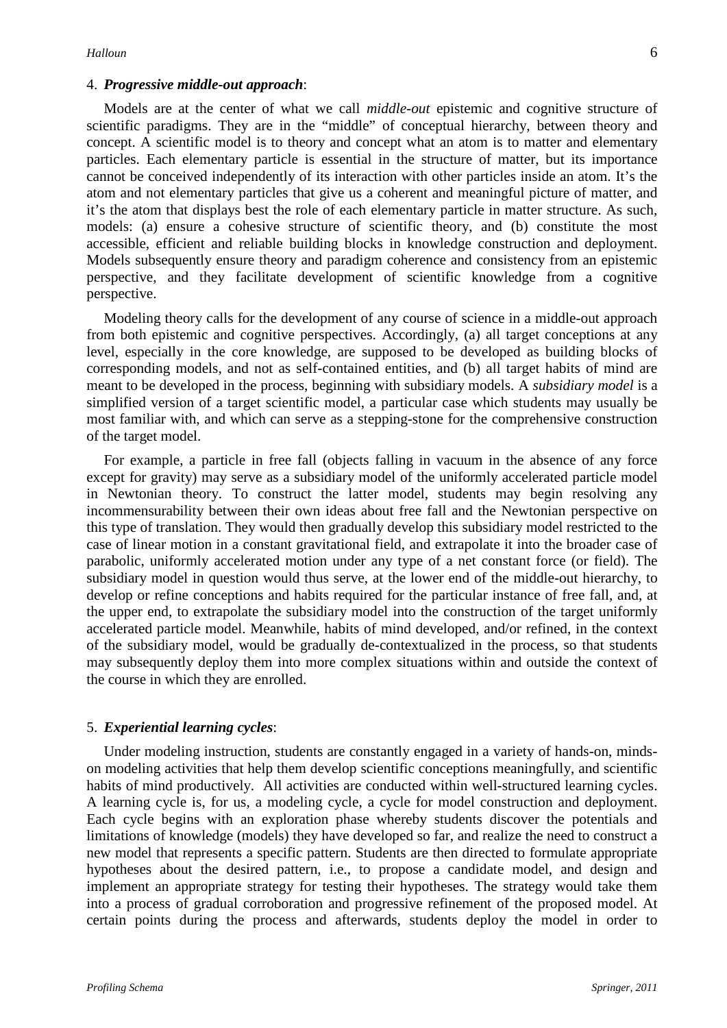4. ***Progressive middle-out approach***:

Models are at the center of what we call *middle-out* epistemic and cognitive structure of scientific paradigms. They are in the "middle" of conceptual hierarchy, between theory and concept. A scientific model is to theory and concept what an atom is to matter and elementary particles. Each elementary particle is essential in the structure of matter, but its importance cannot be conceived independently of its interaction with other particles inside an atom. It's the atom and not elementary particles that give us a coherent and meaningful picture of matter, and it's the atom that displays best the role of each elementary particle in matter structure. As such, models: (a) ensure a cohesive structure of scientific theory, and (b) constitute the most accessible, efficient and reliable building blocks in knowledge construction and deployment. Models subsequently ensure theory and paradigm coherence and consistency from an epistemic perspective, and they facilitate development of scientific knowledge from a cognitive perspective.

Modeling theory calls for the development of any course of science in a middle-out approach from both epistemic and cognitive perspectives. Accordingly, (a) all target conceptions at any level, especially in the core knowledge, are supposed to be developed as building blocks of corresponding models, and not as self-contained entities, and (b) all target habits of mind are meant to be developed in the process, beginning with subsidiary models. A *subsidiary model* is a simplified version of a target scientific model, a particular case which students may usually be most familiar with, and which can serve as a stepping-stone for the comprehensive construction of the target model.

For example, a particle in free fall (objects falling in vacuum in the absence of any force except for gravity) may serve as a subsidiary model of the uniformly accelerated particle model in Newtonian theory. To construct the latter model, students may begin resolving any incommensurability between their own ideas about free fall and the Newtonian perspective on this type of translation. They would then gradually develop this subsidiary model restricted to the case of linear motion in a constant gravitational field, and extrapolate it into the broader case of parabolic, uniformly accelerated motion under any type of a net constant force (or field). The subsidiary model in question would thus serve, at the lower end of the middle-out hierarchy, to develop or refine conceptions and habits required for the particular instance of free fall, and, at the upper end, to extrapolate the subsidiary model into the construction of the target uniformly accelerated particle model. Meanwhile, habits of mind developed, and/or refined, in the context of the subsidiary model, would be gradually de-contextualized in the process, so that students may subsequently deploy them into more complex situations within and outside the context of the course in which they are enrolled.

5. ***Experiential learning cycles***:

Under modeling instruction, students are constantly engaged in a variety of hands-on, minds-on modeling activities that help them develop scientific conceptions meaningfully, and scientific habits of mind productively. All activities are conducted within well-structured learning cycles. A learning cycle is, for us, a modeling cycle, a cycle for model construction and deployment. Each cycle begins with an exploration phase whereby students discover the potentials and limitations of knowledge (models) they have developed so far, and realize the need to construct a new model that represents a specific pattern. Students are then directed to formulate appropriate hypotheses about the desired pattern, i.e., to propose a candidate model, and design and implement an appropriate strategy for testing their hypotheses. The strategy would take them into a process of gradual corroboration and progressive refinement of the proposed model. At certain points during the process and afterwards, students deploy the model in order to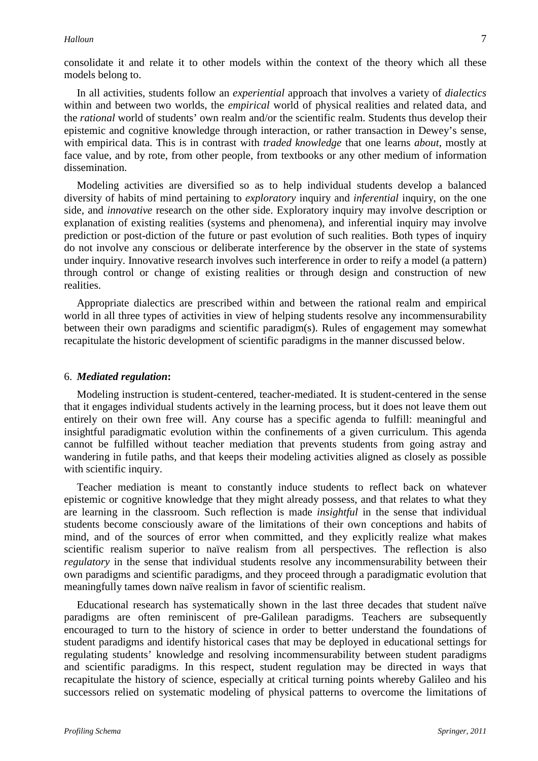consolidate it and relate it to other models within the context of the theory which all these models belong to.

In all activities, students follow an *experiential* approach that involves a variety of *dialectics* within and between two worlds, the *empirical* world of physical realities and related data, and the *rational* world of students' own realm and/or the scientific realm. Students thus develop their epistemic and cognitive knowledge through interaction, or rather transaction in Dewey's sense, with empirical data. This is in contrast with *traded knowledge* that one learns *about*, mostly at face value, and by rote, from other people, from textbooks or any other medium of information dissemination.

Modeling activities are diversified so as to help individual students develop a balanced diversity of habits of mind pertaining to *exploratory* inquiry and *inferential* inquiry, on the one side, and *innovative* research on the other side. Exploratory inquiry may involve description or explanation of existing realities (systems and phenomena), and inferential inquiry may involve prediction or post-diction of the future or past evolution of such realities. Both types of inquiry do not involve any conscious or deliberate interference by the observer in the state of systems under inquiry. Innovative research involves such interference in order to reify a model (a pattern) through control or change of existing realities or through design and construction of new realities.

Appropriate dialectics are prescribed within and between the rational realm and empirical world in all three types of activities in view of helping students resolve any incommensurability between their own paradigms and scientific paradigm(s). Rules of engagement may somewhat recapitulate the historic development of scientific paradigms in the manner discussed below.

### 6. *Mediated regulation*:

Modeling instruction is student-centered, teacher-mediated. It is student-centered in the sense that it engages individual students actively in the learning process, but it does not leave them out entirely on their own free will. Any course has a specific agenda to fulfill: meaningful and insightful paradigmatic evolution within the confinements of a given curriculum. This agenda cannot be fulfilled without teacher mediation that prevents students from going astray and wandering in futile paths, and that keeps their modeling activities aligned as closely as possible with scientific inquiry.

Teacher mediation is meant to constantly induce students to reflect back on whatever epistemic or cognitive knowledge that they might already possess, and that relates to what they are learning in the classroom. Such reflection is made *insightful* in the sense that individual students become consciously aware of the limitations of their own conceptions and habits of mind, and of the sources of error when committed, and they explicitly realize what makes scientific realism superior to naïve realism from all perspectives. The reflection is also *regulatory* in the sense that individual students resolve any incommensurability between their own paradigms and scientific paradigms, and they proceed through a paradigmatic evolution that meaningfully tames down naïve realism in favor of scientific realism.

Educational research has systematically shown in the last three decades that student naïve paradigms are often reminiscent of pre-Galilean paradigms. Teachers are subsequently encouraged to turn to the history of science in order to better understand the foundations of student paradigms and identify historical cases that may be deployed in educational settings for regulating students' knowledge and resolving incommensurability between student paradigms and scientific paradigms. In this respect, student regulation may be directed in ways that recapitulate the history of science, especially at critical turning points whereby Galileo and his successors relied on systematic modeling of physical patterns to overcome the limitations of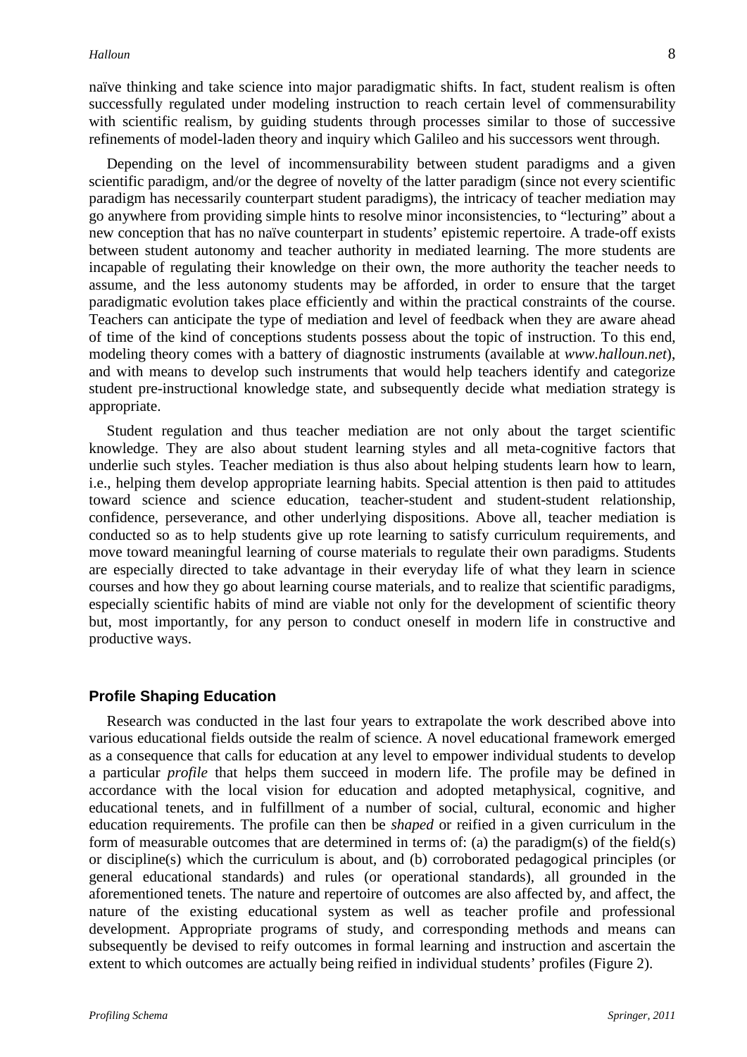naïve thinking and take science into major paradigmatic shifts. In fact, student realism is often successfully regulated under modeling instruction to reach certain level of commensurability with scientific realism, by guiding students through processes similar to those of successive refinements of model-laden theory and inquiry which Galileo and his successors went through.

Depending on the level of incommensurability between student paradigms and a given scientific paradigm, and/or the degree of novelty of the latter paradigm (since not every scientific paradigm has necessarily counterpart student paradigms), the intricacy of teacher mediation may go anywhere from providing simple hints to resolve minor inconsistencies, to "lecturing" about a new conception that has no naïve counterpart in students' epistemic repertoire. A trade-off exists between student autonomy and teacher authority in mediated learning. The more students are incapable of regulating their knowledge on their own, the more authority the teacher needs to assume, and the less autonomy students may be afforded, in order to ensure that the target paradigmatic evolution takes place efficiently and within the practical constraints of the course. Teachers can anticipate the type of mediation and level of feedback when they are aware ahead of time of the kind of conceptions students possess about the topic of instruction. To this end, modeling theory comes with a battery of diagnostic instruments (available at *www.halloun.net*), and with means to develop such instruments that would help teachers identify and categorize student pre-instructional knowledge state, and subsequently decide what mediation strategy is appropriate.

Student regulation and thus teacher mediation are not only about the target scientific knowledge. They are also about student learning styles and all meta-cognitive factors that underlie such styles. Teacher mediation is thus also about helping students learn how to learn, i.e., helping them develop appropriate learning habits. Special attention is then paid to attitudes toward science and science education, teacher-student and student-student relationship, confidence, perseverance, and other underlying dispositions. Above all, teacher mediation is conducted so as to help students give up rote learning to satisfy curriculum requirements, and move toward meaningful learning of course materials to regulate their own paradigms. Students are especially directed to take advantage in their everyday life of what they learn in science courses and how they go about learning course materials, and to realize that scientific paradigms, especially scientific habits of mind are viable not only for the development of scientific theory but, most importantly, for any person to conduct oneself in modern life in constructive and productive ways.

## Profile Shaping Education

Research was conducted in the last four years to extrapolate the work described above into various educational fields outside the realm of science. A novel educational framework emerged as a consequence that calls for education at any level to empower individual students to develop a particular *profile* that helps them succeed in modern life. The profile may be defined in accordance with the local vision for education and adopted metaphysical, cognitive, and educational tenets, and in fulfillment of a number of social, cultural, economic and higher education requirements. The profile can then be *shaped* or reified in a given curriculum in the form of measurable outcomes that are determined in terms of: (a) the paradigm(s) of the field(s) or discipline(s) which the curriculum is about, and (b) corroborated pedagogical principles (or general educational standards) and rules (or operational standards), all grounded in the aforementioned tenets. The nature and repertoire of outcomes are also affected by, and affect, the nature of the existing educational system as well as teacher profile and professional development. Appropriate programs of study, and corresponding methods and means can subsequently be devised to reify outcomes in formal learning and instruction and ascertain the extent to which outcomes are actually being reified in individual students' profiles (Figure 2).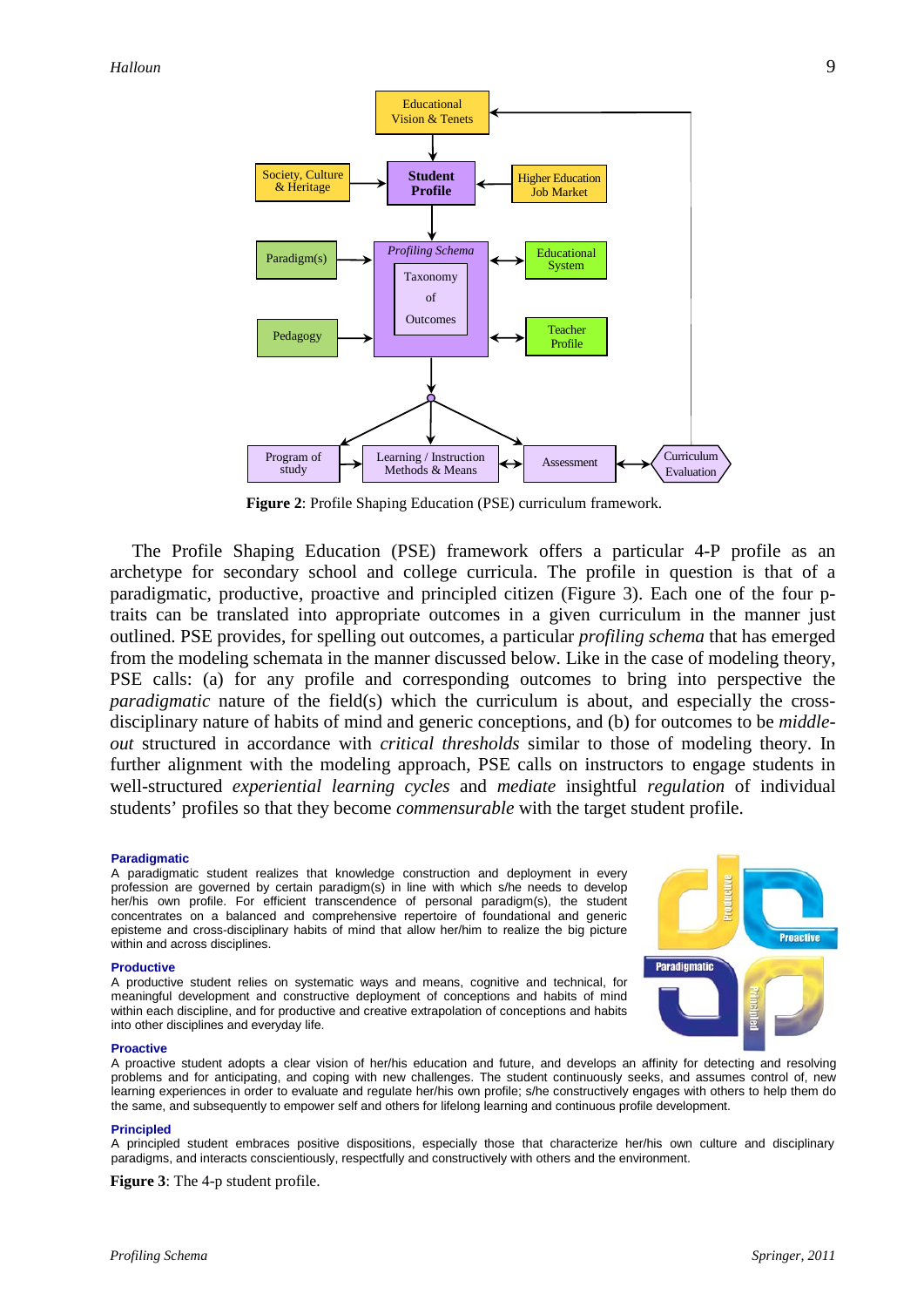Educational Vision & Tenets

Society, Culture & Heritage

Student Profile

Higher Education Job Market

Paradigm(s)

Profiling Schema

Taxonomy of Outcomes

Educational System

Pedagogy

Teacher Profile

Program of study

Learning / Instruction Methods & Means

Assessment

Curriculum Evaluation

**Figure 2**: Profile Shaping Education (PSE) curriculum framework.

The Profile Shaping Education (PSE) framework offers a particular 4-P profile as an archetype for secondary school and college curricula. The profile in question is that of a paradigmatic, productive, proactive and principled citizen (Figure 3). Each one of the four p-traits can be translated into appropriate outcomes in a given curriculum in the manner just outlined. PSE provides, for spelling out outcomes, a particular *profiling schema* that has emerged from the modeling schemata in the manner discussed below. Like in the case of modeling theory, PSE calls: (a) for any profile and corresponding outcomes to bring into perspective the *paradigmatic* nature of the field(s) which the curriculum is about, and especially the cross-disciplinary nature of habits of mind and generic conceptions, and (b) for outcomes to be *middle-out* structured in accordance with *critical thresholds* similar to those of modeling theory. In further alignment with the modeling approach, PSE calls on instructors to engage students in well-structured *experiential learning cycles* and *mediate* insightful *regulation* of individual students' profiles so that they become *commensurable* with the target student profile.

**Paradigmatic**

A paradigmatic student realizes that knowledge construction and deployment in every profession are governed by certain paradigm(s) in line with which s/he needs to develop her/his own profile. For efficient transcendence of personal paradigm(s), the student concentrates on a balanced and comprehensive repertoire of foundational and generic episteme and cross-disciplinary habits of mind that allow her/him to realize the big picture within and across disciplines.

**Productive**

A productive student relies on systematic ways and means, cognitive and technical, for meaningful development and constructive deployment of conceptions and habits of mind within each discipline, and for productive and creative extrapolation of conceptions and habits into other disciplines and everyday life.

Productive

Proactive

Paradigmatic

Principled

**Proactive**

A proactive student adopts a clear vision of her/his education and future, and develops an affinity for detecting and resolving problems and for anticipating, and coping with new challenges. The student continuously seeks, and assumes control of, new learning experiences in order to evaluate and regulate her/his own profile; s/he constructively engages with others to help them do the same, and subsequently to empower self and others for lifelong learning and continuous profile development.

**Principled**

A principled student embraces positive dispositions, especially those that characterize her/his own culture and disciplinary paradigms, and interacts conscientiously, respectfully and constructively with others and the environment.

**Figure 3**: The 4-p student profile.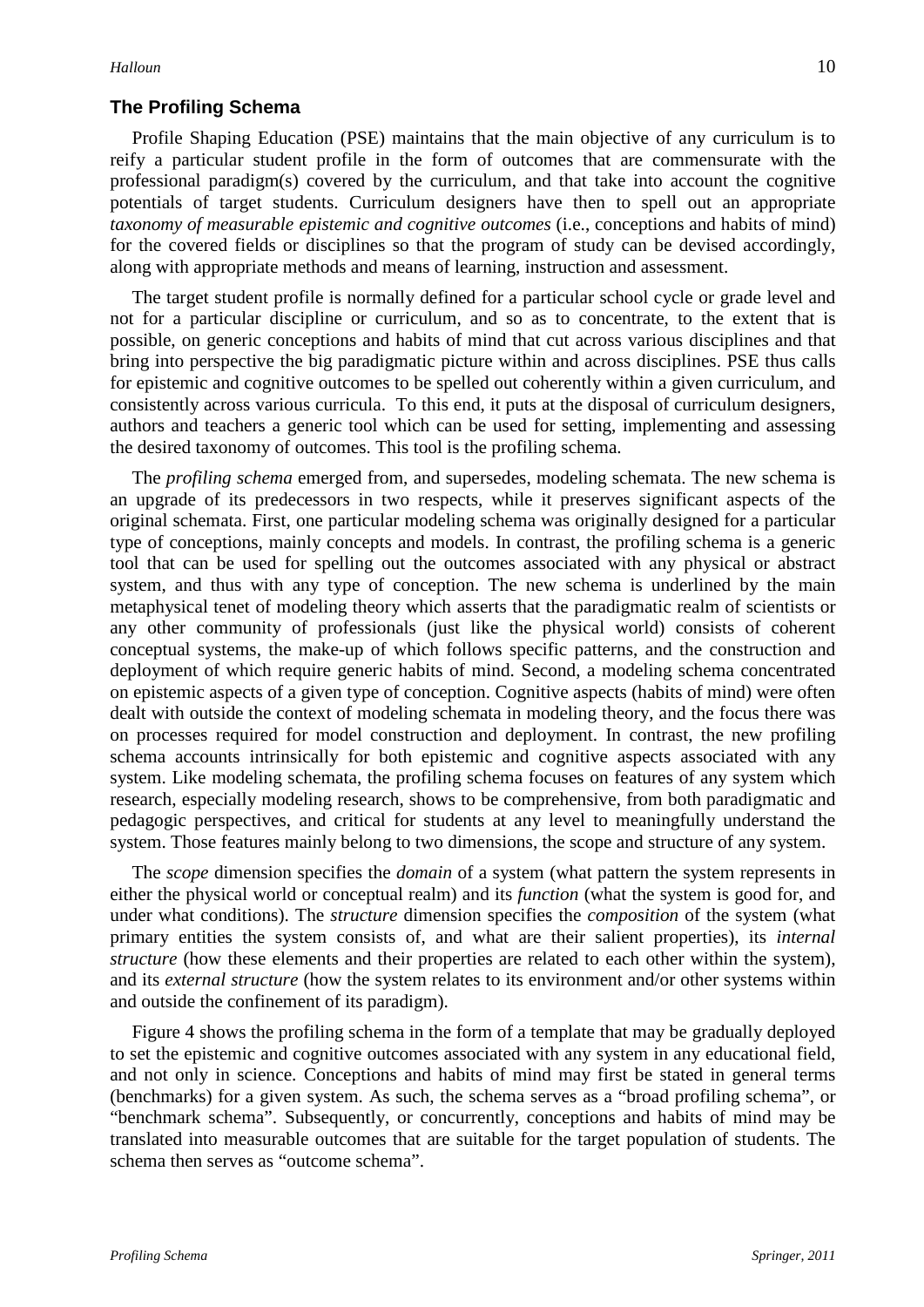## The Profiling Schema

Profile Shaping Education (PSE) maintains that the main objective of any curriculum is to reify a particular student profile in the form of outcomes that are commensurate with the professional paradigm(s) covered by the curriculum, and that take into account the cognitive potentials of target students. Curriculum designers have then to spell out an appropriate *taxonomy of measurable epistemic and cognitive outcomes* (i.e., conceptions and habits of mind) for the covered fields or disciplines so that the program of study can be devised accordingly, along with appropriate methods and means of learning, instruction and assessment.

The target student profile is normally defined for a particular school cycle or grade level and not for a particular discipline or curriculum, and so as to concentrate, to the extent that is possible, on generic conceptions and habits of mind that cut across various disciplines and that bring into perspective the big paradigmatic picture within and across disciplines. PSE thus calls for epistemic and cognitive outcomes to be spelled out coherently within a given curriculum, and consistently across various curricula. To this end, it puts at the disposal of curriculum designers, authors and teachers a generic tool which can be used for setting, implementing and assessing the desired taxonomy of outcomes. This tool is the profiling schema.

The *profiling schema* emerged from, and supersedes, modeling schemata. The new schema is an upgrade of its predecessors in two respects, while it preserves significant aspects of the original schemata. First, one particular modeling schema was originally designed for a particular type of conceptions, mainly concepts and models. In contrast, the profiling schema is a generic tool that can be used for spelling out the outcomes associated with any physical or abstract system, and thus with any type of conception. The new schema is underlined by the main metaphysical tenet of modeling theory which asserts that the paradigmatic realm of scientists or any other community of professionals (just like the physical world) consists of coherent conceptual systems, the make-up of which follows specific patterns, and the construction and deployment of which require generic habits of mind. Second, a modeling schema concentrated on epistemic aspects of a given type of conception. Cognitive aspects (habits of mind) were often dealt with outside the context of modeling schemata in modeling theory, and the focus there was on processes required for model construction and deployment. In contrast, the new profiling schema accounts intrinsically for both epistemic and cognitive aspects associated with any system. Like modeling schemata, the profiling schema focuses on features of any system which research, especially modeling research, shows to be comprehensive, from both paradigmatic and pedagogic perspectives, and critical for students at any level to meaningfully understand the system. Those features mainly belong to two dimensions, the scope and structure of any system.

The *scope* dimension specifies the *domain* of a system (what pattern the system represents in either the physical world or conceptual realm) and its *function* (what the system is good for, and under what conditions). The *structure* dimension specifies the *composition* of the system (what primary entities the system consists of, and what are their salient properties), its *internal structure* (how these elements and their properties are related to each other within the system), and its *external structure* (how the system relates to its environment and/or other systems within and outside the confinement of its paradigm).

Figure 4 shows the profiling schema in the form of a template that may be gradually deployed to set the epistemic and cognitive outcomes associated with any system in any educational field, and not only in science. Conceptions and habits of mind may first be stated in general terms (benchmarks) for a given system. As such, the schema serves as a "broad profiling schema", or "benchmark schema". Subsequently, or concurrently, conceptions and habits of mind may be translated into measurable outcomes that are suitable for the target population of students. The schema then serves as "outcome schema".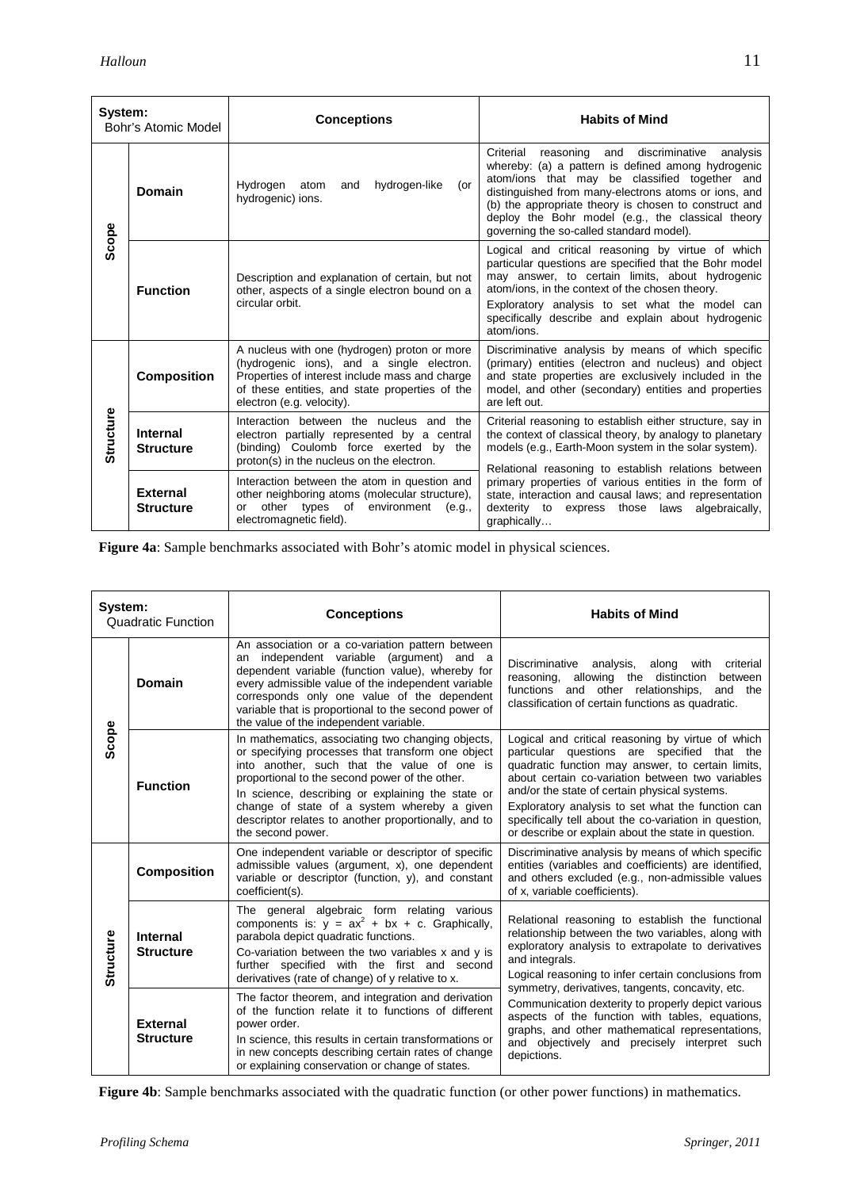| System: Bohr's Atomic Model | | Conceptions | Habits of Mind |
|---|---|---|---|
| Scope | Domain | Hydrogen atom and hydrogen-like (or hydrogenic) ions. | Criterial reasoning and discriminative analysis whereby: (a) a pattern is defined among hydrogenic atom/ions that may be classified together and distinguished from many-electrons atoms or ions, and (b) the appropriate theory is chosen to construct and deploy the Bohr model (e.g., the classical theory governing the so-called standard model). |
| | Function | Description and explanation of certain, but not other, aspects of a single electron bound on a circular orbit. | Logical and critical reasoning by virtue of which particular questions are specified that the Bohr model may answer, to certain limits, about hydrogenic atom/ions, in the context of the chosen theory. Exploratory analysis to set what the model can specifically describe and explain about hydrogenic atom/ions. |
| Structure | Composition | A nucleus with one (hydrogen) proton or more (hydrogenic ions), and a single electron. Properties of interest include mass and charge of these entities, and state properties of the electron (e.g. velocity). | Discriminative analysis by means of which specific (primary) entities (electron and nucleus) and object and state properties are exclusively included in the model, and other (secondary) entities and properties are left out. |
| | Internal Structure | Interaction between the nucleus and the electron partially represented by a central (binding) Coulomb force exerted by the proton(s) in the nucleus on the electron. | Criterial reasoning to establish either structure, say in the context of classical theory, by analogy to planetary models (e.g., Earth-Moon system in the solar system). Relational reasoning to establish relations between primary properties of various entities in the form of state, interaction and causal laws; and representation dexterity to express those laws algebraically, graphically… |
| | External Structure | Interaction between the atom in question and other neighboring atoms (molecular structure), or other types of environment (e.g., electromagnetic field). | |

**Figure 4a**: Sample benchmarks associated with Bohr's atomic model in physical sciences.

| System: Quadratic Function | | Conceptions | Habits of Mind |
|---|---|---|---|
| Scope | Domain | An association or a co-variation pattern between an independent variable (argument) and a dependent variable (function value), whereby for every admissible value of the independent variable corresponds only one value of the dependent variable that is proportional to the second power of the value of the independent variable. | Discriminative analysis, along with criterial reasoning, allowing the distinction between functions and other relationships, and the classification of certain functions as quadratic. |
| | Function | In mathematics, associating two changing objects, or specifying processes that transform one object into another, such that the value of one is proportional to the second power of the other. In science, describing or explaining the state or change of state of a system whereby a given descriptor relates to another proportionally, and to the second power. | Logical and critical reasoning by virtue of which particular questions are specified that the quadratic function may answer, to certain limits, about certain co-variation between two variables and/or the state of certain physical systems. Exploratory analysis to set what the function can specifically tell about the co-variation in question, or describe or explain about the state in question. |
| Structure | Composition | One independent variable or descriptor of specific admissible values (argument, x), one dependent variable or descriptor (function, y), and constant coefficient(s). | Discriminative analysis by means of which specific entities (variables and coefficients) are identified, and others excluded (e.g., non-admissible values of x, variable coefficients). |
| | Internal Structure | The general algebraic form relating various components is: $y = ax^2 + bx + c$. Graphically, parabola depict quadratic functions. Co-variation between the two variables x and y is further specified with the first and second derivatives (rate of change) of y relative to x. | Relational reasoning to establish the functional relationship between the two variables, along with exploratory analysis to extrapolate to derivatives and integrals. Logical reasoning to infer certain conclusions from symmetry, derivatives, tangents, concavity, etc. Communication dexterity to properly depict various aspects of the function with tables, equations, graphs, and other mathematical representations, and objectively and precisely interpret such depictions. |
| | External Structure | The factor theorem, and integration and derivation of the function relate it to functions of different power order. In science, this results in certain transformations or in new concepts describing certain rates of change or explaining conservation or change of states. | |

**Figure 4b**: Sample benchmarks associated with the quadratic function (or other power functions) in mathematics.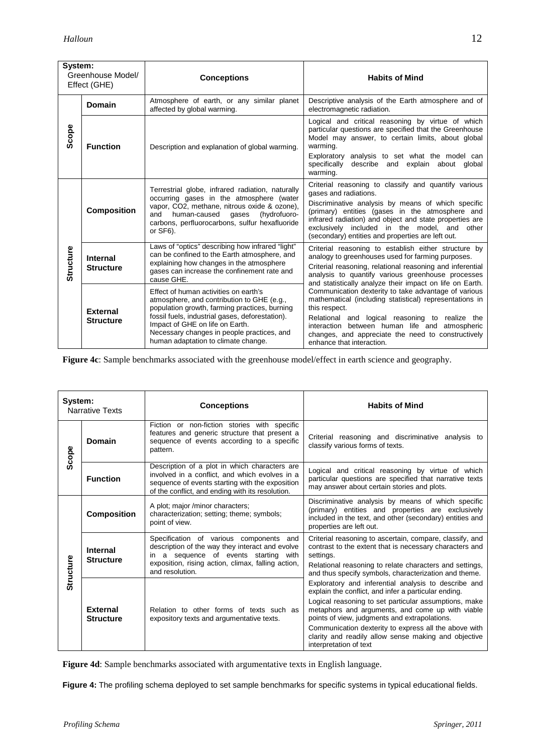| System: Greenhouse Model/ Effect (GHE) | | Conceptions | Habits of Mind |
|---|---|---|---|
| Scope | **Domain** | Atmosphere of earth, or any similar planet affected by global warming. | Descriptive analysis of the Earth atmosphere and of electromagnetic radiation. |
| | **Function** | Description and explanation of global warming. | Logical and critical reasoning by virtue of which particular questions are specified that the Greenhouse Model may answer, to certain limits, about global warming. Exploratory analysis to set what the model can specifically describe and explain about global warming. |
| Structure | **Composition** | Terrestrial globe, infrared radiation, naturally occurring gases in the atmosphere (water vapor, CO2, methane, nitrous oxide & ozone), and human-caused gases (hydrofuoro-carbons, perfluorocarbons, sulfur hexafluoride or SF6). | Criterial reasoning to classify and quantify various gases and radiations. Discriminative analysis by means of which specific (primary) entities (gases in the atmosphere and infrared radiation) and object and state properties are exclusively included in the model, and other (secondary) entities and properties are left out. |
| | **Internal Structure** | Laws of "optics" describing how infrared "light" can be confined to the Earth atmosphere, and explaining how changes in the atmosphere gases can increase the confinement rate and cause GHE. | Criterial reasoning to establish either structure by analogy to greenhouses used for farming purposes. Criterial reasoning, relational reasoning and inferential analysis to quantify various greenhouse processes and statistically analyze their impact on life on Earth. |
| | **External Structure** | Effect of human activities on earth's atmosphere, and contribution to GHE (e.g., population growth, farming practices, burning fossil fuels, industrial gases, deforestation). Impact of GHE on life on Earth. Necessary changes in people practices, and human adaptation to climate change. | Communication dexterity to take advantage of various mathematical (including statistical) representations in this respect. Relational and logical reasoning to realize the interaction between human life and atmospheric changes, and appreciate the need to constructively enhance that interaction. |

**Figure 4c**: Sample benchmarks associated with the greenhouse model/effect in earth science and geography.

| System: Narrative Texts | | Conceptions | Habits of Mind |
|---|---|---|---|
| Scope | **Domain** | Fiction or non-fiction stories with specific features and generic structure that present a sequence of events according to a specific pattern. | Criterial reasoning and discriminative analysis to classify various forms of texts. |
| | **Function** | Description of a plot in which characters are involved in a conflict, and which evolves in a sequence of events starting with the exposition of the conflict, and ending with its resolution. | Logical and critical reasoning by virtue of which particular questions are specified that narrative texts may answer about certain stories and plots. |
| Structure | **Composition** | A plot; major /minor characters; characterization; setting; theme; symbols; point of view. | Discriminative analysis by means of which specific (primary) entities and properties are exclusively included in the text, and other (secondary) entities and properties are left out. |
| | **Internal Structure** | Specification of various components and description of the way they interact and evolve in a sequence of events starting with exposition, rising action, climax, falling action, and resolution. | Criterial reasoning to ascertain, compare, classify, and contrast to the extent that is necessary characters and settings. Relational reasoning to relate characters and settings, and thus specify symbols, characterization and theme. |
| | **External Structure** | Relation to other forms of texts such as expository texts and argumentative texts. | Exploratory and inferential analysis to describe and explain the conflict, and infer a particular ending. Logical reasoning to set particular assumptions, make metaphors and arguments, and come up with viable points of view, judgments and extrapolations. Communication dexterity to express all the above with clarity and readily allow sense making and objective interpretation of text |

**Figure 4d**: Sample benchmarks associated with argumentative texts in English language.

**Figure 4:** The profiling schema deployed to set sample benchmarks for specific systems in typical educational fields.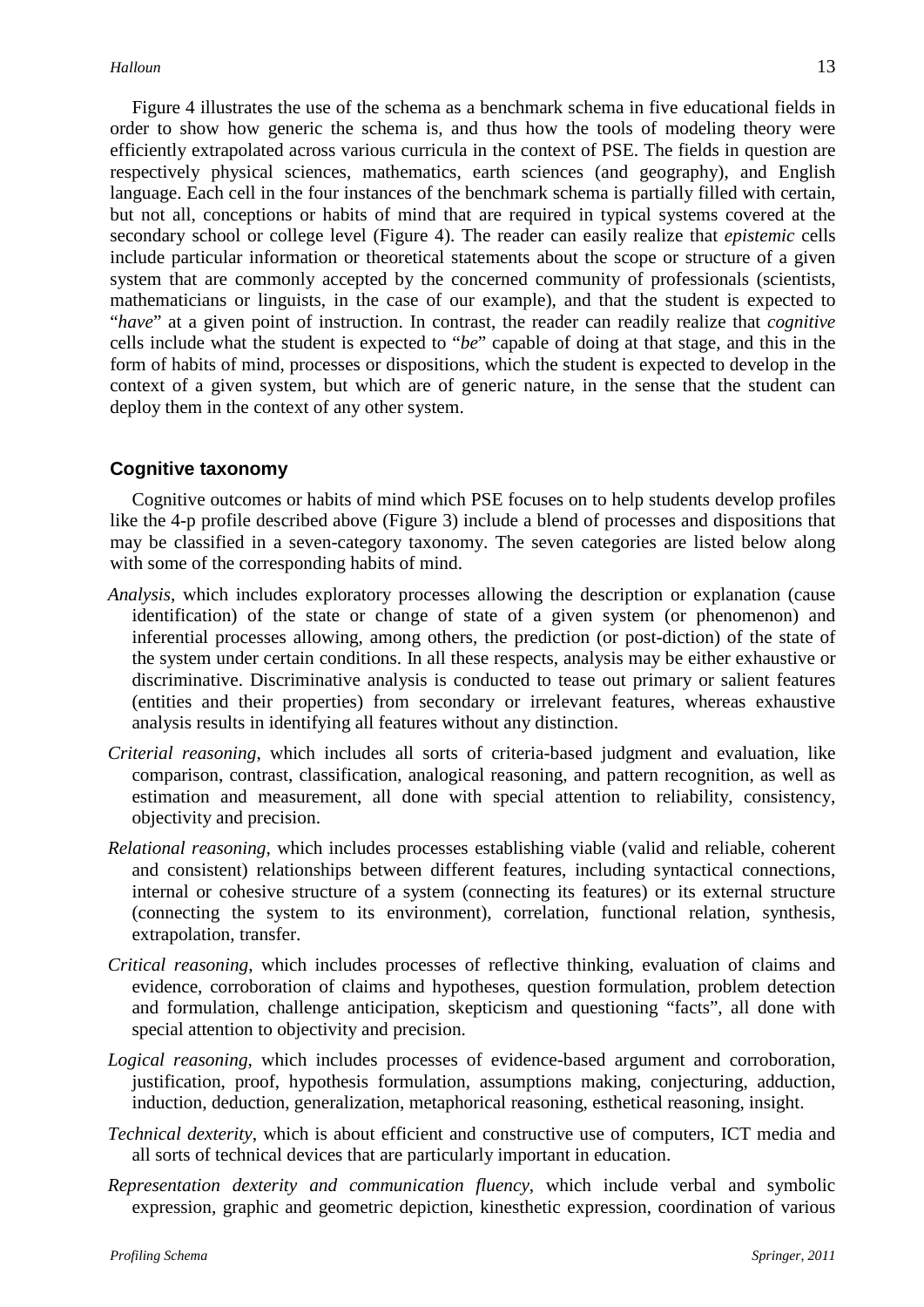Figure 4 illustrates the use of the schema as a benchmark schema in five educational fields in order to show how generic the schema is, and thus how the tools of modeling theory were efficiently extrapolated across various curricula in the context of PSE. The fields in question are respectively physical sciences, mathematics, earth sciences (and geography), and English language. Each cell in the four instances of the benchmark schema is partially filled with certain, but not all, conceptions or habits of mind that are required in typical systems covered at the secondary school or college level (Figure 4). The reader can easily realize that *epistemic* cells include particular information or theoretical statements about the scope or structure of a given system that are commonly accepted by the concerned community of professionals (scientists, mathematicians or linguists, in the case of our example), and that the student is expected to "*have*" at a given point of instruction. In contrast, the reader can readily realize that *cognitive* cells include what the student is expected to "*be*" capable of doing at that stage, and this in the form of habits of mind, processes or dispositions, which the student is expected to develop in the context of a given system, but which are of generic nature, in the sense that the student can deploy them in the context of any other system.

## Cognitive taxonomy

Cognitive outcomes or habits of mind which PSE focuses on to help students develop profiles like the 4-p profile described above (Figure 3) include a blend of processes and dispositions that may be classified in a seven-category taxonomy. The seven categories are listed below along with some of the corresponding habits of mind.

*Analysis*, which includes exploratory processes allowing the description or explanation (cause identification) of the state or change of state of a given system (or phenomenon) and inferential processes allowing, among others, the prediction (or post-diction) of the state of the system under certain conditions. In all these respects, analysis may be either exhaustive or discriminative. Discriminative analysis is conducted to tease out primary or salient features (entities and their properties) from secondary or irrelevant features, whereas exhaustive analysis results in identifying all features without any distinction.

*Criterial reasoning*, which includes all sorts of criteria-based judgment and evaluation, like comparison, contrast, classification, analogical reasoning, and pattern recognition, as well as estimation and measurement, all done with special attention to reliability, consistency, objectivity and precision.

*Relational reasoning*, which includes processes establishing viable (valid and reliable, coherent and consistent) relationships between different features, including syntactical connections, internal or cohesive structure of a system (connecting its features) or its external structure (connecting the system to its environment), correlation, functional relation, synthesis, extrapolation, transfer.

*Critical reasoning*, which includes processes of reflective thinking, evaluation of claims and evidence, corroboration of claims and hypotheses, question formulation, problem detection and formulation, challenge anticipation, skepticism and questioning "facts", all done with special attention to objectivity and precision.

*Logical reasoning*, which includes processes of evidence-based argument and corroboration, justification, proof, hypothesis formulation, assumptions making, conjecturing, adduction, induction, deduction, generalization, metaphorical reasoning, esthetical reasoning, insight.

*Technical dexterity*, which is about efficient and constructive use of computers, ICT media and all sorts of technical devices that are particularly important in education.

*Representation dexterity and communication fluency*, which include verbal and symbolic expression, graphic and geometric depiction, kinesthetic expression, coordination of various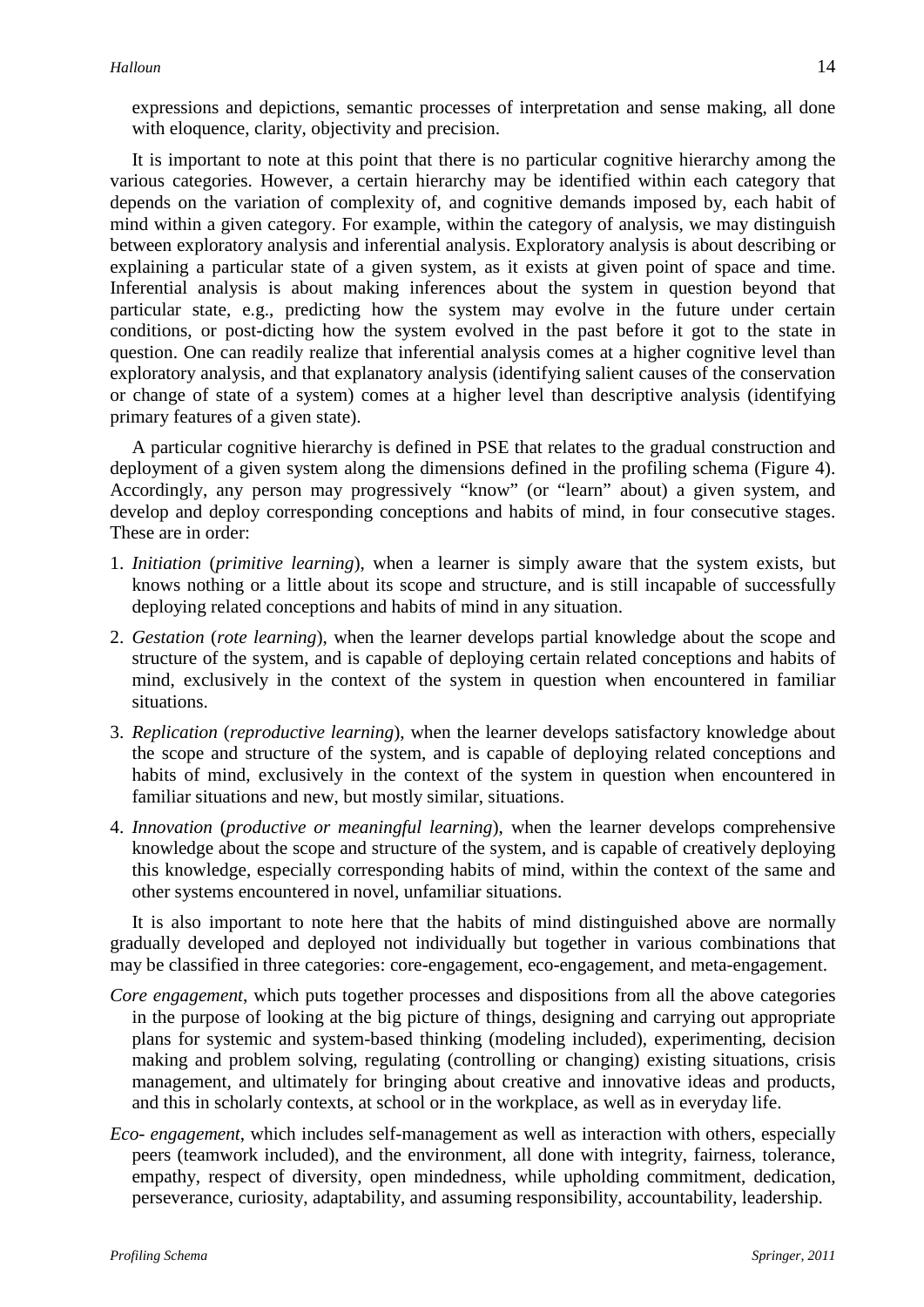expressions and depictions, semantic processes of interpretation and sense making, all done with eloquence, clarity, objectivity and precision.

It is important to note at this point that there is no particular cognitive hierarchy among the various categories. However, a certain hierarchy may be identified within each category that depends on the variation of complexity of, and cognitive demands imposed by, each habit of mind within a given category. For example, within the category of analysis, we may distinguish between exploratory analysis and inferential analysis. Exploratory analysis is about describing or explaining a particular state of a given system, as it exists at given point of space and time. Inferential analysis is about making inferences about the system in question beyond that particular state, e.g., predicting how the system may evolve in the future under certain conditions, or post-dicting how the system evolved in the past before it got to the state in question. One can readily realize that inferential analysis comes at a higher cognitive level than exploratory analysis, and that explanatory analysis (identifying salient causes of the conservation or change of state of a system) comes at a higher level than descriptive analysis (identifying primary features of a given state).

A particular cognitive hierarchy is defined in PSE that relates to the gradual construction and deployment of a given system along the dimensions defined in the profiling schema (Figure 4). Accordingly, any person may progressively "know" (or "learn" about) a given system, and develop and deploy corresponding conceptions and habits of mind, in four consecutive stages. These are in order:

1. *Initiation* (*primitive learning*), when a learner is simply aware that the system exists, but knows nothing or a little about its scope and structure, and is still incapable of successfully deploying related conceptions and habits of mind in any situation.
2. *Gestation* (*rote learning*), when the learner develops partial knowledge about the scope and structure of the system, and is capable of deploying certain related conceptions and habits of mind, exclusively in the context of the system in question when encountered in familiar situations.
3. *Replication* (*reproductive learning*), when the learner develops satisfactory knowledge about the scope and structure of the system, and is capable of deploying related conceptions and habits of mind, exclusively in the context of the system in question when encountered in familiar situations and new, but mostly similar, situations.
4. *Innovation* (*productive or meaningful learning*), when the learner develops comprehensive knowledge about the scope and structure of the system, and is capable of creatively deploying this knowledge, especially corresponding habits of mind, within the context of the same and other systems encountered in novel, unfamiliar situations.

It is also important to note here that the habits of mind distinguished above are normally gradually developed and deployed not individually but together in various combinations that may be classified in three categories: core-engagement, eco-engagement, and meta-engagement.

*Core engagement*, which puts together processes and dispositions from all the above categories in the purpose of looking at the big picture of things, designing and carrying out appropriate plans for systemic and system-based thinking (modeling included), experimenting, decision making and problem solving, regulating (controlling or changing) existing situations, crisis management, and ultimately for bringing about creative and innovative ideas and products, and this in scholarly contexts, at school or in the workplace, as well as in everyday life.

*Eco- engagement*, which includes self-management as well as interaction with others, especially peers (teamwork included), and the environment, all done with integrity, fairness, tolerance, empathy, respect of diversity, open mindedness, while upholding commitment, dedication, perseverance, curiosity, adaptability, and assuming responsibility, accountability, leadership.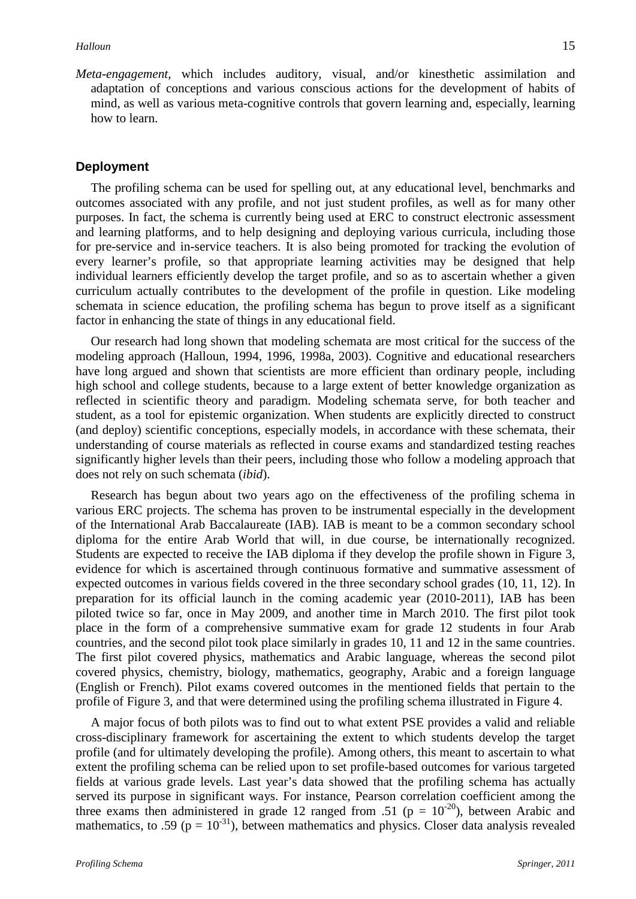*Meta-engagement*, which includes auditory, visual, and/or kinesthetic assimilation and adaptation of conceptions and various conscious actions for the development of habits of mind, as well as various meta-cognitive controls that govern learning and, especially, learning how to learn.

## Deployment

The profiling schema can be used for spelling out, at any educational level, benchmarks and outcomes associated with any profile, and not just student profiles, as well as for many other purposes. In fact, the schema is currently being used at ERC to construct electronic assessment and learning platforms, and to help designing and deploying various curricula, including those for pre-service and in-service teachers. It is also being promoted for tracking the evolution of every learner's profile, so that appropriate learning activities may be designed that help individual learners efficiently develop the target profile, and so as to ascertain whether a given curriculum actually contributes to the development of the profile in question. Like modeling schemata in science education, the profiling schema has begun to prove itself as a significant factor in enhancing the state of things in any educational field.

Our research had long shown that modeling schemata are most critical for the success of the modeling approach (Halloun, 1994, 1996, 1998a, 2003). Cognitive and educational researchers have long argued and shown that scientists are more efficient than ordinary people, including high school and college students, because to a large extent of better knowledge organization as reflected in scientific theory and paradigm. Modeling schemata serve, for both teacher and student, as a tool for epistemic organization. When students are explicitly directed to construct (and deploy) scientific conceptions, especially models, in accordance with these schemata, their understanding of course materials as reflected in course exams and standardized testing reaches significantly higher levels than their peers, including those who follow a modeling approach that does not rely on such schemata (*ibid*).

Research has begun about two years ago on the effectiveness of the profiling schema in various ERC projects. The schema has proven to be instrumental especially in the development of the International Arab Baccalaureate (IAB). IAB is meant to be a common secondary school diploma for the entire Arab World that will, in due course, be internationally recognized. Students are expected to receive the IAB diploma if they develop the profile shown in Figure 3, evidence for which is ascertained through continuous formative and summative assessment of expected outcomes in various fields covered in the three secondary school grades (10, 11, 12). In preparation for its official launch in the coming academic year (2010-2011), IAB has been piloted twice so far, once in May 2009, and another time in March 2010. The first pilot took place in the form of a comprehensive summative exam for grade 12 students in four Arab countries, and the second pilot took place similarly in grades 10, 11 and 12 in the same countries. The first pilot covered physics, mathematics and Arabic language, whereas the second pilot covered physics, chemistry, biology, mathematics, geography, Arabic and a foreign language (English or French). Pilot exams covered outcomes in the mentioned fields that pertain to the profile of Figure 3, and that were determined using the profiling schema illustrated in Figure 4.

A major focus of both pilots was to find out to what extent PSE provides a valid and reliable cross-disciplinary framework for ascertaining the extent to which students develop the target profile (and for ultimately developing the profile). Among others, this meant to ascertain to what extent the profiling schema can be relied upon to set profile-based outcomes for various targeted fields at various grade levels. Last year's data showed that the profiling schema has actually served its purpose in significant ways. For instance, Pearson correlation coefficient among the three exams then administered in grade 12 ranged from .51 ($p = 10^{-20}$), between Arabic and mathematics, to .59 ($p = 10^{-31}$), between mathematics and physics. Closer data analysis revealed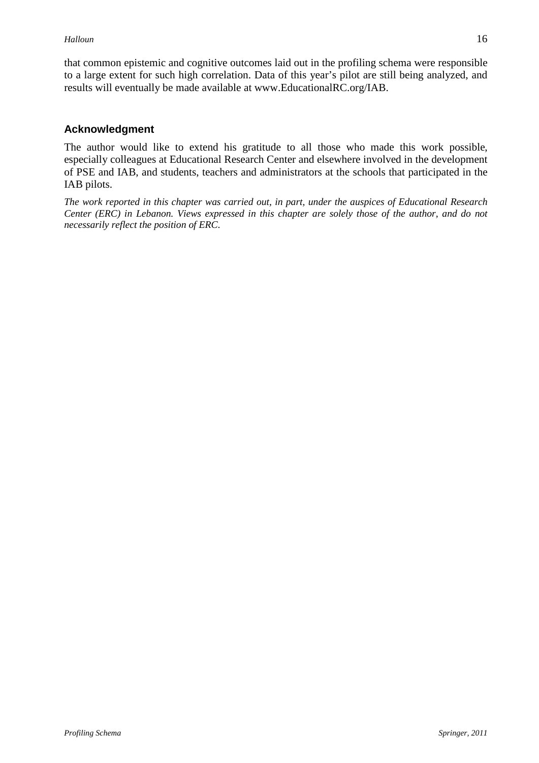that common epistemic and cognitive outcomes laid out in the profiling schema were responsible to a large extent for such high correlation. Data of this year's pilot are still being analyzed, and results will eventually be made available at www.EducationalRC.org/IAB.

## Acknowledgment

The author would like to extend his gratitude to all those who made this work possible, especially colleagues at Educational Research Center and elsewhere involved in the development of PSE and IAB, and students, teachers and administrators at the schools that participated in the IAB pilots.

*The work reported in this chapter was carried out, in part, under the auspices of Educational Research Center (ERC) in Lebanon. Views expressed in this chapter are solely those of the author, and do not necessarily reflect the position of ERC.*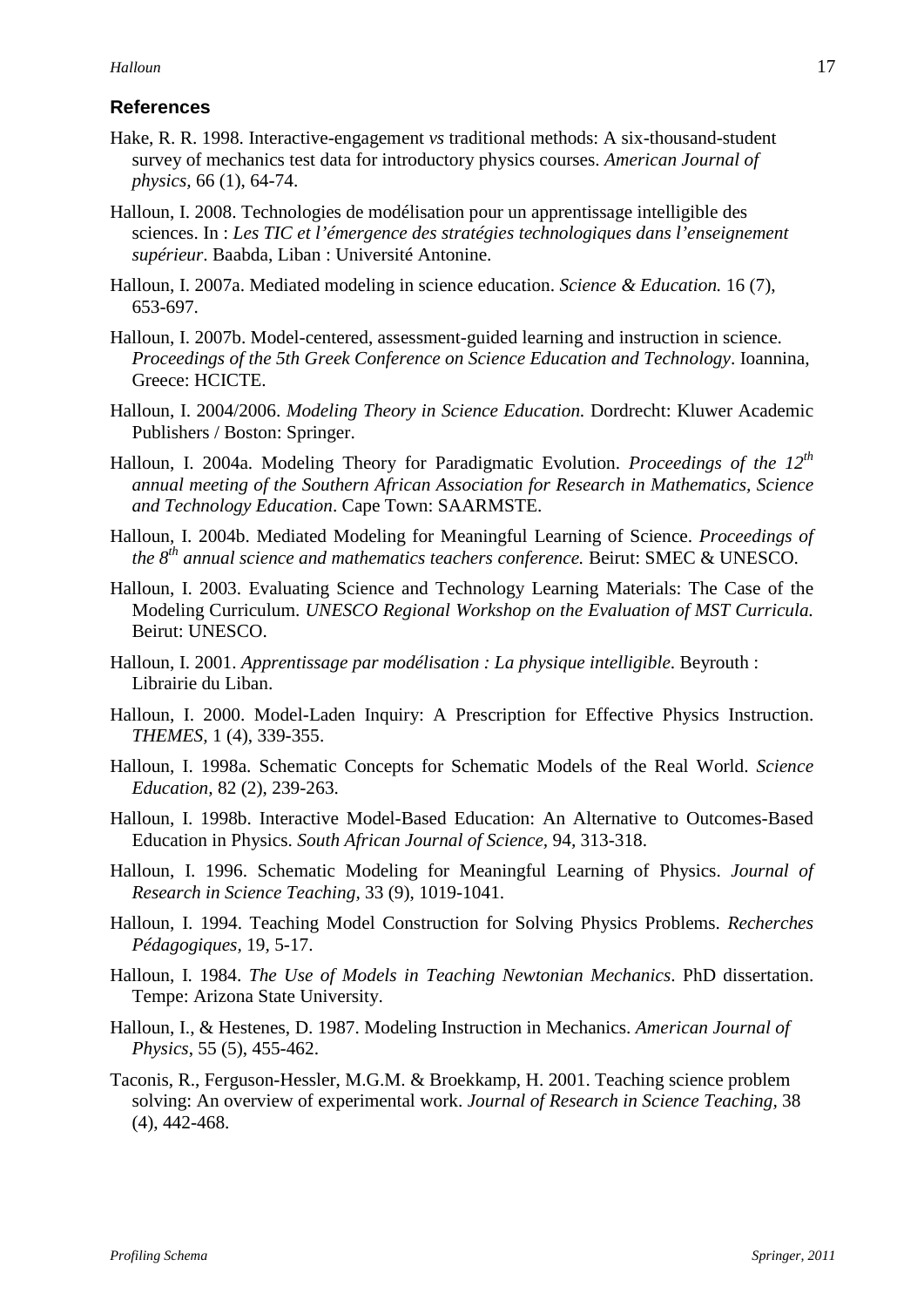## References

Hake, R. R. 1998. Interactive-engagement *vs* traditional methods: A six-thousand-student survey of mechanics test data for introductory physics courses. *American Journal of physics,* 66 (1), 64-74.

Halloun, I. 2008. Technologies de modélisation pour un apprentissage intelligible des sciences. In : *Les TIC et l'émergence des stratégies technologiques dans l'enseignement supérieur*. Baabda, Liban : Université Antonine.

Halloun, I. 2007a. Mediated modeling in science education. *Science & Education.* 16 (7), 653-697.

Halloun, I. 2007b. Model-centered, assessment-guided learning and instruction in science. *Proceedings of the 5th Greek Conference on Science Education and Technology*. Ioannina, Greece: HCICTE.

Halloun, I. 2004/2006. *Modeling Theory in Science Education.* Dordrecht: Kluwer Academic Publishers / Boston: Springer.

Halloun, I. 2004a. Modeling Theory for Paradigmatic Evolution. *Proceedings of the 12th annual meeting of the Southern African Association for Research in Mathematics, Science and Technology Education*. Cape Town: SAARMSTE.

Halloun, I. 2004b. Mediated Modeling for Meaningful Learning of Science. *Proceedings of the 8th annual science and mathematics teachers conference.* Beirut: SMEC & UNESCO.

Halloun, I. 2003. Evaluating Science and Technology Learning Materials: The Case of the Modeling Curriculum. *UNESCO Regional Workshop on the Evaluation of MST Curricula.* Beirut: UNESCO.

Halloun, I. 2001. *Apprentissage par modélisation : La physique intelligible*. Beyrouth : Librairie du Liban.

Halloun, I. 2000. Model-Laden Inquiry: A Prescription for Effective Physics Instruction. *THEMES*, 1 (4), 339-355.

Halloun, I. 1998a. Schematic Concepts for Schematic Models of the Real World. *Science Education,* 82 (2), 239-263.

Halloun, I. 1998b. Interactive Model-Based Education: An Alternative to Outcomes-Based Education in Physics. *South African Journal of Science,* 94, 313-318.

Halloun, I. 1996. Schematic Modeling for Meaningful Learning of Physics. *Journal of Research in Science Teaching,* 33 (9), 1019-1041.

Halloun, I. 1994. Teaching Model Construction for Solving Physics Problems. *Recherches Pédagogiques,* 19, 5-17.

Halloun, I. 1984. *The Use of Models in Teaching Newtonian Mechanics*. PhD dissertation. Tempe: Arizona State University.

Halloun, I., & Hestenes, D. 1987. Modeling Instruction in Mechanics. *American Journal of Physics*, 55 (5), 455-462.

Taconis, R., Ferguson-Hessler, M.G.M. & Broekkamp, H. 2001. Teaching science problem solving: An overview of experimental work. *Journal of Research in Science Teaching,* 38 (4), 442-468.